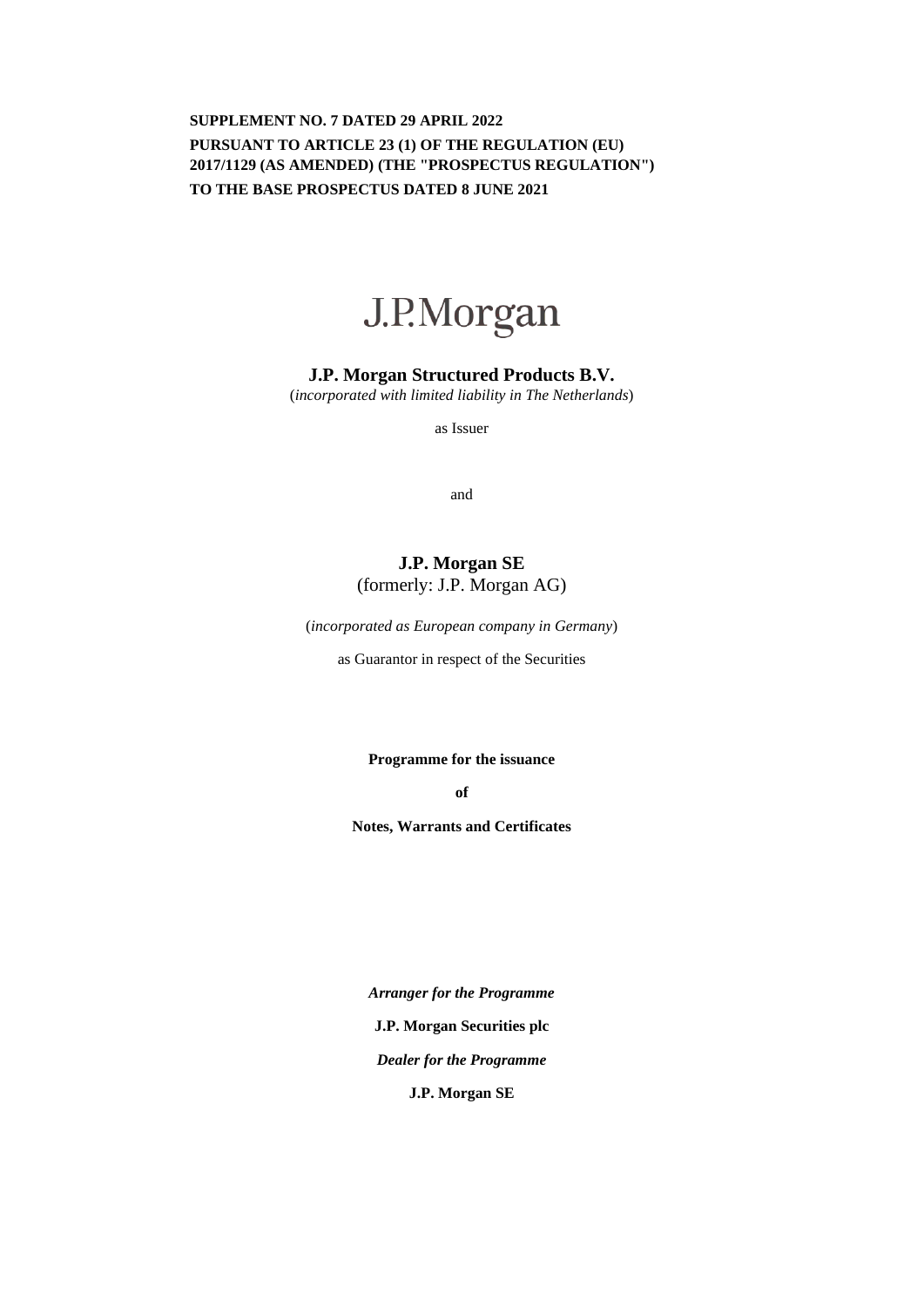**SUPPLEMENT NO. 7 DATED 29 APRIL 2022**

**PURSUANT TO ARTICLE 23 (1) OF THE REGULATION (EU) 2017/1129 (AS AMENDED) (THE "PROSPECTUS REGULATION")**

**TO THE BASE PROSPECTUS DATED 8 JUNE 2021**

J.P.Morgan

**J.P. Morgan Structured Products B.V.**

(*incorporated with limited liability in The Netherlands*)

as Issuer

and

**J.P. Morgan SE**

(formerly: J.P. Morgan AG)

(*incorporated as European company in Germany*)

as Guarantor in respect of the Securities

**Programme for the issuance**

**of**

**Notes, Warrants and Certificates**

***Arranger for the Programme***

**J.P. Morgan Securities plc**

***Dealer for the Programme***

**J.P. Morgan SE**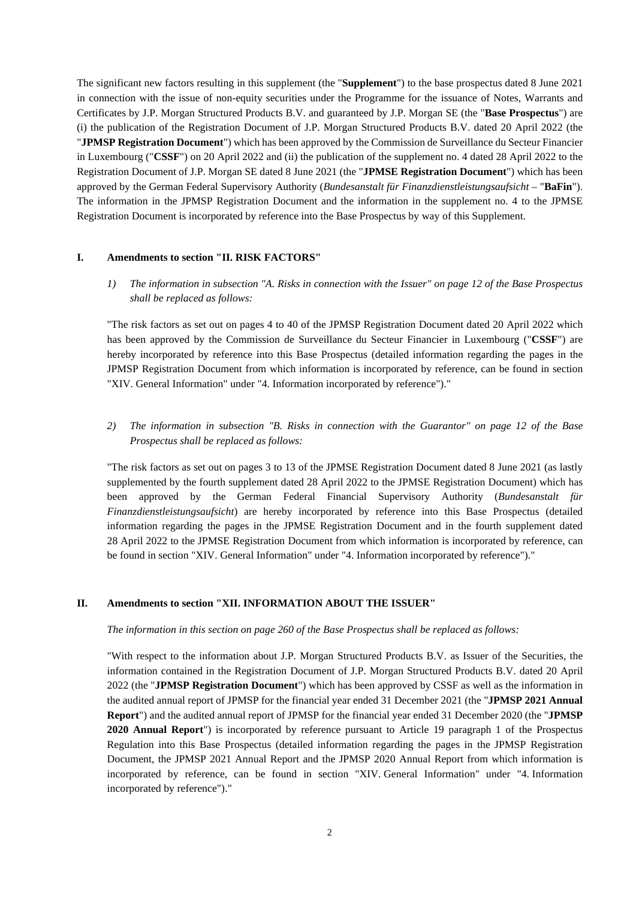The significant new factors resulting in this supplement (the "**Supplement**") to the base prospectus dated 8 June 2021 in connection with the issue of non-equity securities under the Programme for the issuance of Notes, Warrants and Certificates by J.P. Morgan Structured Products B.V. and guaranteed by J.P. Morgan SE (the "**Base Prospectus**") are (i) the publication of the Registration Document of J.P. Morgan Structured Products B.V. dated 20 April 2022 (the "**JPMSP Registration Document**") which has been approved by the Commission de Surveillance du Secteur Financier in Luxembourg ("**CSSF**") on 20 April 2022 and (ii) the publication of the supplement no. 4 dated 28 April 2022 to the Registration Document of J.P. Morgan SE dated 8 June 2021 (the "**JPMSE Registration Document**") which has been approved by the German Federal Supervisory Authority (*Bundesanstalt für Finanzdienstleistungsaufsicht* – "**BaFin**"). The information in the JPMSP Registration Document and the information in the supplement no. 4 to the JPMSE Registration Document is incorporated by reference into the Base Prospectus by way of this Supplement.

## I. Amendments to section "II. RISK FACTORS"

*1) The information in subsection "A. Risks in connection with the Issuer" on page 12 of the Base Prospectus shall be replaced as follows:*

"The risk factors as set out on pages 4 to 40 of the JPMSP Registration Document dated 20 April 2022 which has been approved by the Commission de Surveillance du Secteur Financier in Luxembourg ("**CSSF**") are hereby incorporated by reference into this Base Prospectus (detailed information regarding the pages in the JPMSP Registration Document from which information is incorporated by reference, can be found in section "XIV. General Information" under "4. Information incorporated by reference")."

*2) The information in subsection "B. Risks in connection with the Guarantor" on page 12 of the Base Prospectus shall be replaced as follows:*

"The risk factors as set out on pages 3 to 13 of the JPMSE Registration Document dated 8 June 2021 (as lastly supplemented by the fourth supplement dated 28 April 2022 to the JPMSE Registration Document) which has been approved by the German Federal Financial Supervisory Authority (*Bundesanstalt für Finanzdienstleistungsaufsicht*) are hereby incorporated by reference into this Base Prospectus (detailed information regarding the pages in the JPMSE Registration Document and in the fourth supplement dated 28 April 2022 to the JPMSE Registration Document from which information is incorporated by reference, can be found in section "XIV. General Information" under "4. Information incorporated by reference")."

## II. Amendments to section "XII. INFORMATION ABOUT THE ISSUER"

*The information in this section on page 260 of the Base Prospectus shall be replaced as follows:*

"With respect to the information about J.P. Morgan Structured Products B.V. as Issuer of the Securities, the information contained in the Registration Document of J.P. Morgan Structured Products B.V. dated 20 April 2022 (the "**JPMSP Registration Document**") which has been approved by CSSF as well as the information in the audited annual report of JPMSP for the financial year ended 31 December 2021 (the "**JPMSP 2021 Annual Report**") and the audited annual report of JPMSP for the financial year ended 31 December 2020 (the "**JPMSP 2020 Annual Report**") is incorporated by reference pursuant to Article 19 paragraph 1 of the Prospectus Regulation into this Base Prospectus (detailed information regarding the pages in the JPMSP Registration Document, the JPMSP 2021 Annual Report and the JPMSP 2020 Annual Report from which information is incorporated by reference, can be found in section "XIV. General Information" under "4. Information incorporated by reference")."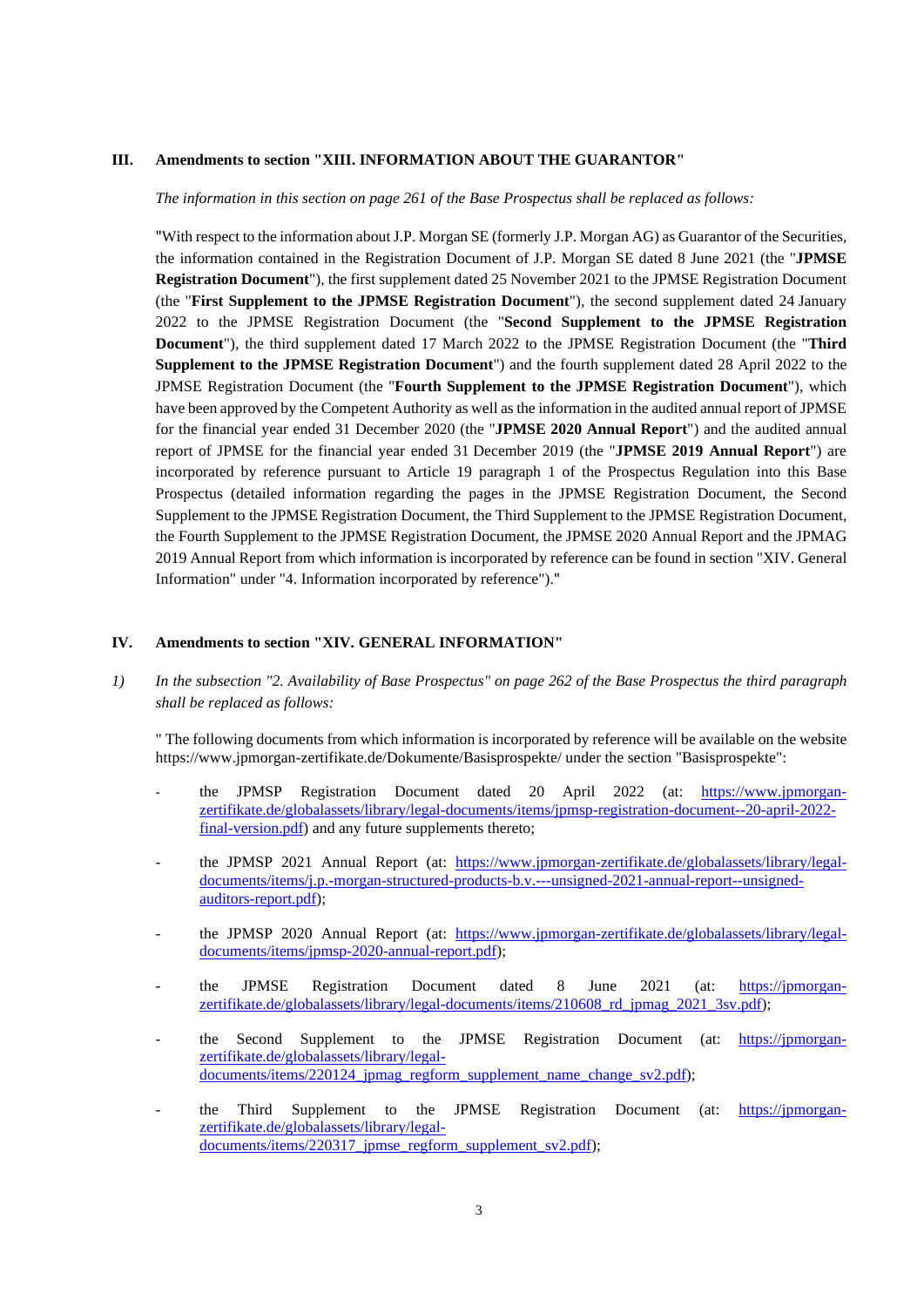## III. Amendments to section "XIII. INFORMATION ABOUT THE GUARANTOR"

*The information in this section on page 261 of the Base Prospectus shall be replaced as follows:*

"With respect to the information about J.P. Morgan SE (formerly J.P. Morgan AG) as Guarantor of the Securities, the information contained in the Registration Document of J.P. Morgan SE dated 8 June 2021 (the "**JPMSE Registration Document**"), the first supplement dated 25 November 2021 to the JPMSE Registration Document (the "**First Supplement to the JPMSE Registration Document**"), the second supplement dated 24 January 2022 to the JPMSE Registration Document (the "**Second Supplement to the JPMSE Registration Document**"), the third supplement dated 17 March 2022 to the JPMSE Registration Document (the "**Third Supplement to the JPMSE Registration Document**") and the fourth supplement dated 28 April 2022 to the JPMSE Registration Document (the "**Fourth Supplement to the JPMSE Registration Document**"), which have been approved by the Competent Authority as well as the information in the audited annual report of JPMSE for the financial year ended 31 December 2020 (the "**JPMSE 2020 Annual Report**") and the audited annual report of JPMSE for the financial year ended 31 December 2019 (the "**JPMSE 2019 Annual Report**") are incorporated by reference pursuant to Article 19 paragraph 1 of the Prospectus Regulation into this Base Prospectus (detailed information regarding the pages in the JPMSE Registration Document, the Second Supplement to the JPMSE Registration Document, the Third Supplement to the JPMSE Registration Document, the Fourth Supplement to the JPMSE Registration Document, the JPMSE 2020 Annual Report and the JPMAG 2019 Annual Report from which information is incorporated by reference can be found in section "XIV. General Information" under "4. Information incorporated by reference")."

## IV. Amendments to section "XIV. GENERAL INFORMATION"

*1) In the subsection "2. Availability of Base Prospectus" on page 262 of the Base Prospectus the third paragraph shall be replaced as follows:*

" The following documents from which information is incorporated by reference will be available on the website https://www.jpmorgan-zertifikate.de/Dokumente/Basisprospekte/ under the section "Basisprospekte":

- the JPMSP Registration Document dated 20 April 2022 (at: https://www.jpmorgan-zertifikate.de/globalassets/library/legal-documents/items/jpmsp-registration-document--20-april-2022-final-version.pdf) and any future supplements thereto;
- the JPMSP 2021 Annual Report (at: https://www.jpmorgan-zertifikate.de/globalassets/library/legal-documents/items/j.p.-morgan-structured-products-b.v.---unsigned-2021-annual-report--unsigned-auditors-report.pdf);
- the JPMSP 2020 Annual Report (at: https://www.jpmorgan-zertifikate.de/globalassets/library/legal-documents/items/jpmsp-2020-annual-report.pdf);
- the JPMSE Registration Document dated 8 June 2021 (at: https://jpmorgan-zertifikate.de/globalassets/library/legal-documents/items/210608_rd_jpmag_2021_3sv.pdf);
- the Second Supplement to the JPMSE Registration Document (at: https://jpmorgan-zertifikate.de/globalassets/library/legal-documents/items/220124_jpmag_regform_supplement_name_change_sv2.pdf);
- the Third Supplement to the JPMSE Registration Document (at: https://jpmorgan-zertifikate.de/globalassets/library/legal-documents/items/220317_jpmse_regform_supplement_sv2.pdf);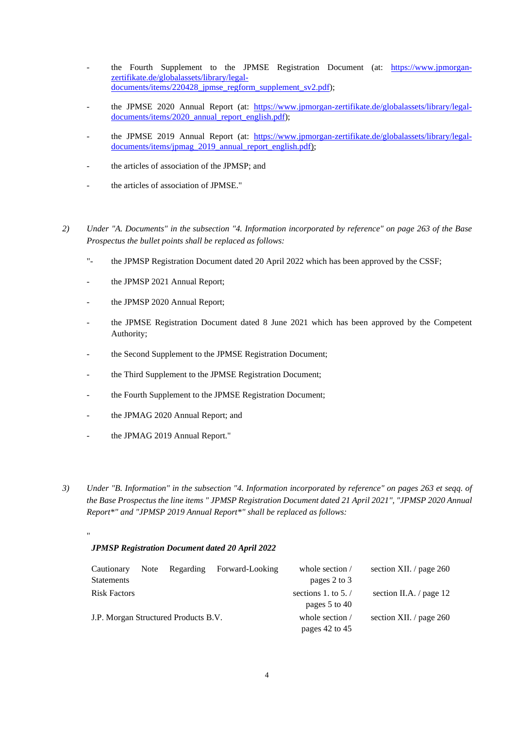- the Fourth Supplement to the JPMSE Registration Document (at: https://www.jpmorgan-zertifikate.de/globalassets/library/legal-documents/items/220428_jpmse_regform_supplement_sv2.pdf);

- the JPMSE 2020 Annual Report (at: https://www.jpmorgan-zertifikate.de/globalassets/library/legal-documents/items/2020_annual_report_english.pdf);

- the JPMSE 2019 Annual Report (at: https://www.jpmorgan-zertifikate.de/globalassets/library/legal-documents/items/jpmag_2019_annual_report_english.pdf);

- the articles of association of the JPMSP; and

- the articles of association of JPMSE."

2) *Under "A. Documents" in the subsection "4. Information incorporated by reference" on page 263 of the Base Prospectus the bullet points shall be replaced as follows:*

"- the JPMSP Registration Document dated 20 April 2022 which has been approved by the CSSF;

- the JPMSP 2021 Annual Report;

- the JPMSP 2020 Annual Report;

- the JPMSE Registration Document dated 8 June 2021 which has been approved by the Competent Authority;

- the Second Supplement to the JPMSE Registration Document;

- the Third Supplement to the JPMSE Registration Document;

- the Fourth Supplement to the JPMSE Registration Document;

- the JPMAG 2020 Annual Report; and

- the JPMAG 2019 Annual Report."

3) *Under "B. Information" in the subsection "4. Information incorporated by reference" on pages 263 et seqq. of the Base Prospectus the line items " JPMSP Registration Document dated 21 April 2021", "JPMSP 2020 Annual Report\*" and "JPMSP 2019 Annual Report\*" shall be replaced as follows:*

"

***JPMSP Registration Document dated 20 April 2022***

| | | |
|---|---|---|
| Cautionary Note Regarding Forward-Looking Statements | whole section / pages 2 to 3 | section XII. / page 260 |
| Risk Factors | sections 1. to 5. / pages 5 to 40 | section II.A. / page 12 |
| J.P. Morgan Structured Products B.V. | whole section / pages 42 to 45 | section XII. / page 260 |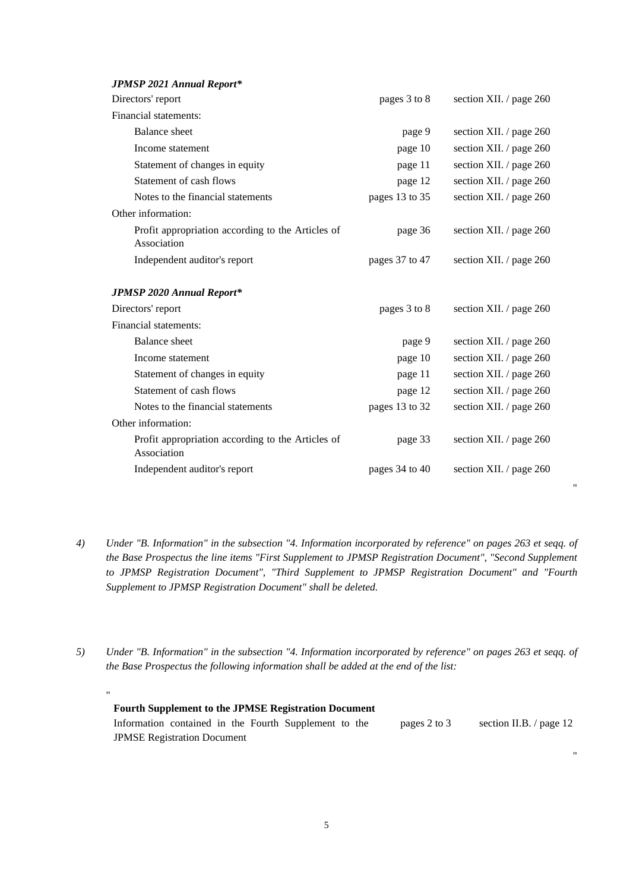***JPMSP 2021 Annual Report****

| | | |
|---|---|---|
| Directors' report | pages 3 to 8 | section XII. / page 260 |
| Financial statements: | | |
| Balance sheet | page 9 | section XII. / page 260 |
| Income statement | page 10 | section XII. / page 260 |
| Statement of changes in equity | page 11 | section XII. / page 260 |
| Statement of cash flows | page 12 | section XII. / page 260 |
| Notes to the financial statements | pages 13 to 35 | section XII. / page 260 |
| Other information: | | |
| Profit appropriation according to the Articles of Association | page 36 | section XII. / page 260 |
| Independent auditor's report | pages 37 to 47 | section XII. / page 260 |

***JPMSP 2020 Annual Report****

| | | |
|---|---|---|
| Directors' report | pages 3 to 8 | section XII. / page 260 |
| Financial statements: | | |
| Balance sheet | page 9 | section XII. / page 260 |
| Income statement | page 10 | section XII. / page 260 |
| Statement of changes in equity | page 11 | section XII. / page 260 |
| Statement of cash flows | page 12 | section XII. / page 260 |
| Notes to the financial statements | pages 13 to 32 | section XII. / page 260 |
| Other information: | | |
| Profit appropriation according to the Articles of Association | page 33 | section XII. / page 260 |
| Independent auditor's report | pages 34 to 40 | section XII. / page 260 |

"

4) *Under "B. Information" in the subsection "4. Information incorporated by reference" on pages 263 et seqq. of the Base Prospectus the line items "First Supplement to JPMSP Registration Document", "Second Supplement to JPMSP Registration Document", "Third Supplement to JPMSP Registration Document" and "Fourth Supplement to JPMSP Registration Document" shall be deleted.*

5) *Under "B. Information" in the subsection "4. Information incorporated by reference" on pages 263 et seqq. of the Base Prospectus the following information shall be added at the end of the list:*

"

**Fourth Supplement to the JPMSE Registration Document**

| | | |
|---|---|---|
| Information contained in the Fourth Supplement to the JPMSE Registration Document | pages 2 to 3 | section II.B. / page 12 |

"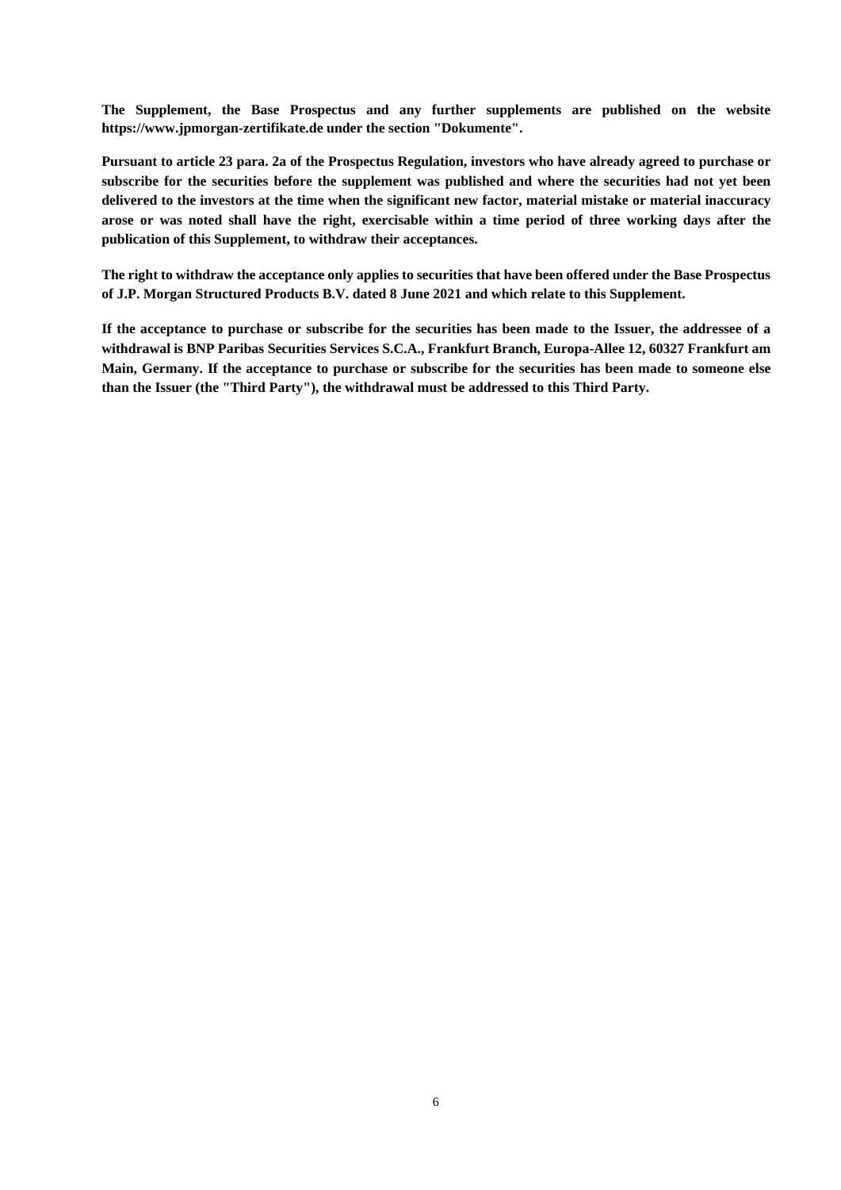**The Supplement, the Base Prospectus and any further supplements are published on the website https://www.jpmorgan-zertifikate.de under the section "Dokumente".**

**Pursuant to article 23 para. 2a of the Prospectus Regulation, investors who have already agreed to purchase or subscribe for the securities before the supplement was published and where the securities had not yet been delivered to the investors at the time when the significant new factor, material mistake or material inaccuracy arose or was noted shall have the right, exercisable within a time period of three working days after the publication of this Supplement, to withdraw their acceptances.**

**The right to withdraw the acceptance only applies to securities that have been offered under the Base Prospectus of J.P. Morgan Structured Products B.V. dated 8 June 2021 and which relate to this Supplement.**

**If the acceptance to purchase or subscribe for the securities has been made to the Issuer, the addressee of a withdrawal is BNP Paribas Securities Services S.C.A., Frankfurt Branch, Europa-Allee 12, 60327 Frankfurt am Main, Germany. If the acceptance to purchase or subscribe for the securities has been made to someone else than the Issuer (the "Third Party"), the withdrawal must be addressed to this Third Party.**